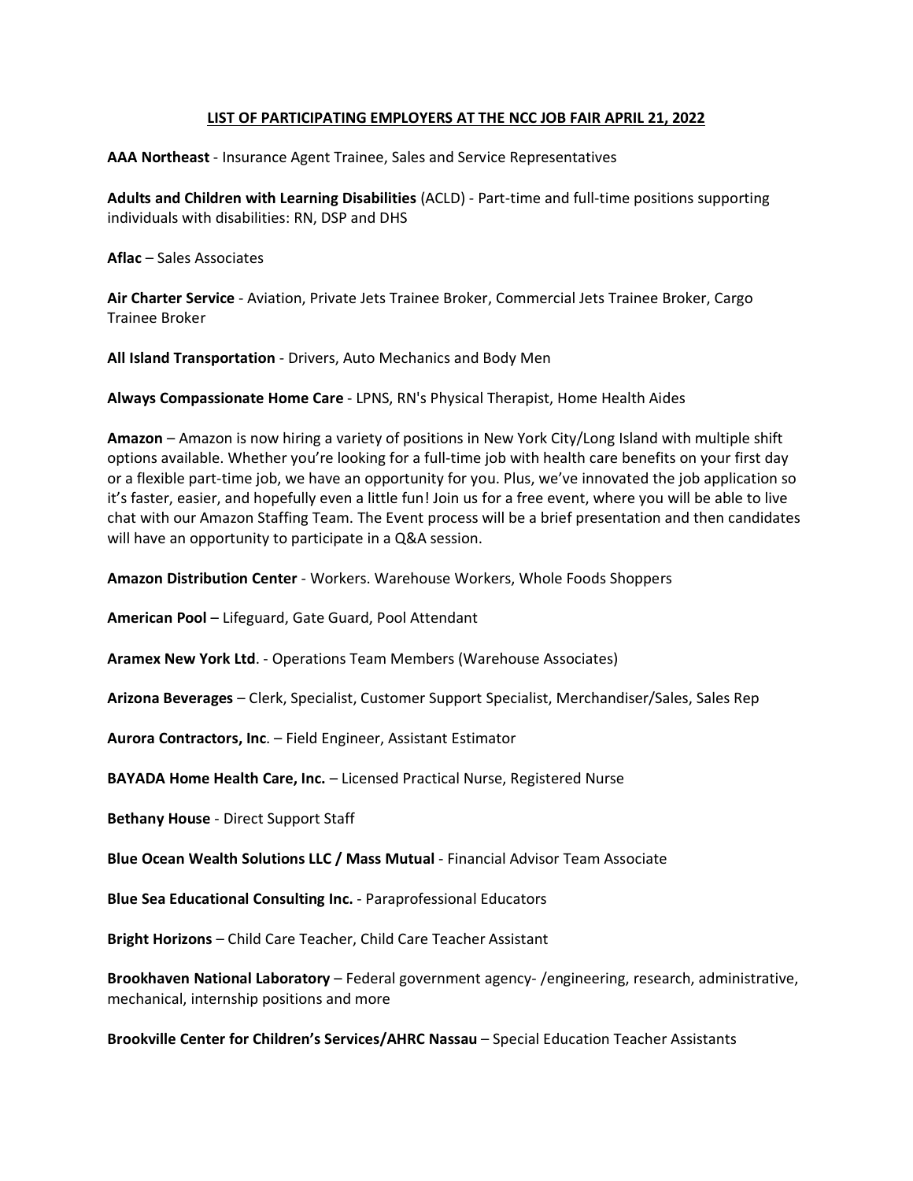## LIST OF PARTICIPATING EMPLOYERS AT THE NCC JOB FAIR APRIL 21, 2022

**AAA Northeast** - Insurance Agent Trainee, Sales and Service Representatives

**Adults and Children with Learning Disabilities** (ACLD) - Part-time and full-time positions supporting individuals with disabilities: RN, DSP and DHS

**Aflac** – Sales Associates

**Air Charter Service** - Aviation, Private Jets Trainee Broker, Commercial Jets Trainee Broker, Cargo Trainee Broker

**All Island Transportation** - Drivers, Auto Mechanics and Body Men

**Always Compassionate Home Care** - LPNS, RN's Physical Therapist, Home Health Aides

**Amazon** – Amazon is now hiring a variety of positions in New York City/Long Island with multiple shift options available. Whether you're looking for a full-time job with health care benefits on your first day or a flexible part-time job, we have an opportunity for you. Plus, we've innovated the job application so it's faster, easier, and hopefully even a little fun! Join us for a free event, where you will be able to live chat with our Amazon Staffing Team. The Event process will be a brief presentation and then candidates will have an opportunity to participate in a Q&A session.

**Amazon Distribution Center** - Workers. Warehouse Workers, Whole Foods Shoppers

**American Pool** – Lifeguard, Gate Guard, Pool Attendant

**Aramex New York Ltd**. - Operations Team Members (Warehouse Associates)

**Arizona Beverages** – Clerk, Specialist, Customer Support Specialist, Merchandiser/Sales, Sales Rep

**Aurora Contractors, Inc**. – Field Engineer, Assistant Estimator

**BAYADA Home Health Care, Inc.** – Licensed Practical Nurse, Registered Nurse

**Bethany House** - Direct Support Staff

**Blue Ocean Wealth Solutions LLC / Mass Mutual** - Financial Advisor Team Associate

**Blue Sea Educational Consulting Inc.** - Paraprofessional Educators

**Bright Horizons** – Child Care Teacher, Child Care Teacher Assistant

**Brookhaven National Laboratory** – Federal government agency- /engineering, research, administrative, mechanical, internship positions and more

**Brookville Center for Children's Services/AHRC Nassau** – Special Education Teacher Assistants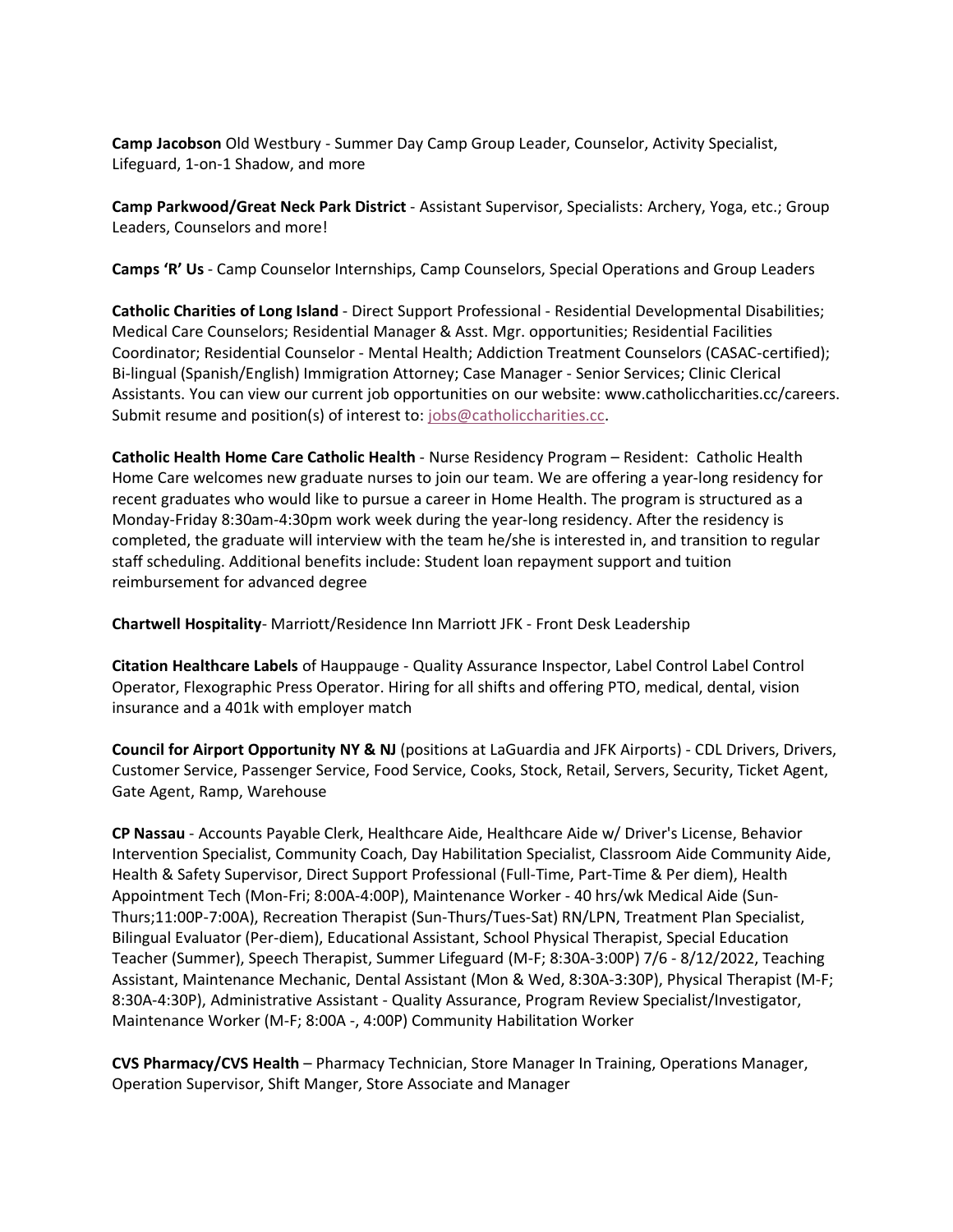**Camp Jacobson** Old Westbury - Summer Day Camp Group Leader, Counselor, Activity Specialist, Lifeguard, 1-on-1 Shadow, and more

**Camp Parkwood/Great Neck Park District** - Assistant Supervisor, Specialists: Archery, Yoga, etc.; Group Leaders, Counselors and more!

**Camps 'R' Us** - Camp Counselor Internships, Camp Counselors, Special Operations and Group Leaders

**Catholic Charities of Long Island** - Direct Support Professional - Residential Developmental Disabilities; Medical Care Counselors; Residential Manager & Asst. Mgr. opportunities; Residential Facilities Coordinator; Residential Counselor - Mental Health; Addiction Treatment Counselors (CASAC-certified); Bi-lingual (Spanish/English) Immigration Attorney; Case Manager - Senior Services; Clinic Clerical Assistants. You can view our current job opportunities on our website: www.catholiccharities.cc/careers. Submit resume and position(s) of interest to: jobs@catholiccharities.cc.

**Catholic Health Home Care Catholic Health** - Nurse Residency Program – Resident: Catholic Health Home Care welcomes new graduate nurses to join our team. We are offering a year-long residency for recent graduates who would like to pursue a career in Home Health. The program is structured as a Monday-Friday 8:30am-4:30pm work week during the year-long residency. After the residency is completed, the graduate will interview with the team he/she is interested in, and transition to regular staff scheduling. Additional benefits include: Student loan repayment support and tuition reimbursement for advanced degree

**Chartwell Hospitality**- Marriott/Residence Inn Marriott JFK - Front Desk Leadership

**Citation Healthcare Labels** of Hauppauge - Quality Assurance Inspector, Label Control Label Control Operator, Flexographic Press Operator. Hiring for all shifts and offering PTO, medical, dental, vision insurance and a 401k with employer match

**Council for Airport Opportunity NY & NJ** (positions at LaGuardia and JFK Airports) - CDL Drivers, Drivers, Customer Service, Passenger Service, Food Service, Cooks, Stock, Retail, Servers, Security, Ticket Agent, Gate Agent, Ramp, Warehouse

**CP Nassau** - Accounts Payable Clerk, Healthcare Aide, Healthcare Aide w/ Driver's License, Behavior Intervention Specialist, Community Coach, Day Habilitation Specialist, Classroom Aide Community Aide, Health & Safety Supervisor, Direct Support Professional (Full-Time, Part-Time & Per diem), Health Appointment Tech (Mon-Fri; 8:00A-4:00P), Maintenance Worker - 40 hrs/wk Medical Aide (Sun-Thurs;11:00P-7:00A), Recreation Therapist (Sun-Thurs/Tues-Sat) RN/LPN, Treatment Plan Specialist, Bilingual Evaluator (Per-diem), Educational Assistant, School Physical Therapist, Special Education Teacher (Summer), Speech Therapist, Summer Lifeguard (M-F; 8:30A-3:00P) 7/6 - 8/12/2022, Teaching Assistant, Maintenance Mechanic, Dental Assistant (Mon & Wed, 8:30A-3:30P), Physical Therapist (M-F; 8:30A-4:30P), Administrative Assistant - Quality Assurance, Program Review Specialist/Investigator, Maintenance Worker (M-F; 8:00A -, 4:00P) Community Habilitation Worker

**CVS Pharmacy/CVS Health** – Pharmacy Technician, Store Manager In Training, Operations Manager, Operation Supervisor, Shift Manger, Store Associate and Manager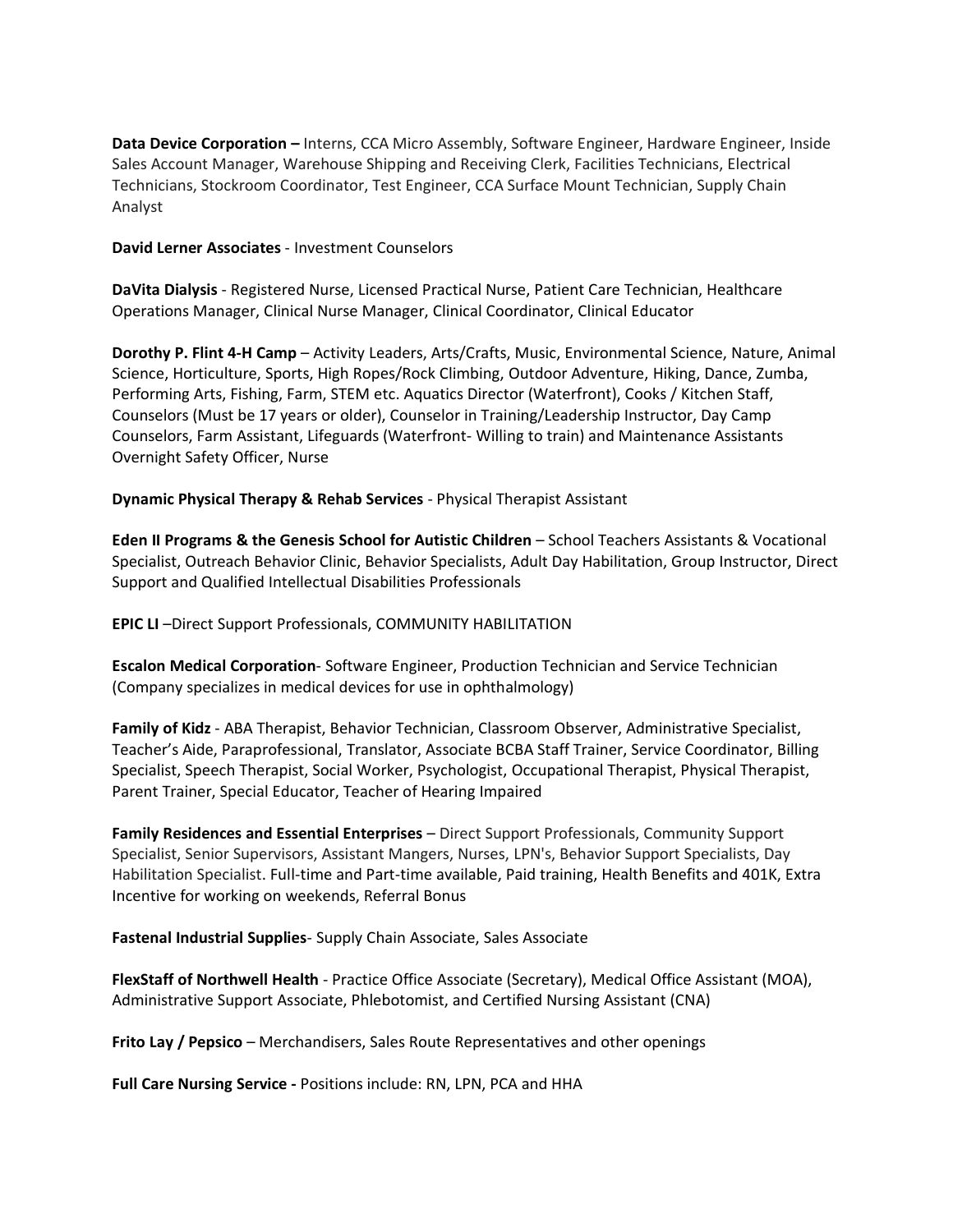**Data Device Corporation –** Interns, CCA Micro Assembly, Software Engineer, Hardware Engineer, Inside Sales Account Manager, Warehouse Shipping and Receiving Clerk, Facilities Technicians, Electrical Technicians, Stockroom Coordinator, Test Engineer, CCA Surface Mount Technician, Supply Chain Analyst

**David Lerner Associates** - Investment Counselors

**DaVita Dialysis** - Registered Nurse, Licensed Practical Nurse, Patient Care Technician, Healthcare Operations Manager, Clinical Nurse Manager, Clinical Coordinator, Clinical Educator

**Dorothy P. Flint 4-H Camp** – Activity Leaders, Arts/Crafts, Music, Environmental Science, Nature, Animal Science, Horticulture, Sports, High Ropes/Rock Climbing, Outdoor Adventure, Hiking, Dance, Zumba, Performing Arts, Fishing, Farm, STEM etc. Aquatics Director (Waterfront), Cooks / Kitchen Staff, Counselors (Must be 17 years or older), Counselor in Training/Leadership Instructor, Day Camp Counselors, Farm Assistant, Lifeguards (Waterfront- Willing to train) and Maintenance Assistants Overnight Safety Officer, Nurse

**Dynamic Physical Therapy & Rehab Services** - Physical Therapist Assistant

**Eden II Programs & the Genesis School for Autistic Children** – School Teachers Assistants & Vocational Specialist, Outreach Behavior Clinic, Behavior Specialists, Adult Day Habilitation, Group Instructor, Direct Support and Qualified Intellectual Disabilities Professionals

**EPIC LI** –Direct Support Professionals, COMMUNITY HABILITATION

**Escalon Medical Corporation**- Software Engineer, Production Technician and Service Technician (Company specializes in medical devices for use in ophthalmology)

**Family of Kidz** - ABA Therapist, Behavior Technician, Classroom Observer, Administrative Specialist, Teacher's Aide, Paraprofessional, Translator, Associate BCBA Staff Trainer, Service Coordinator, Billing Specialist, Speech Therapist, Social Worker, Psychologist, Occupational Therapist, Physical Therapist, Parent Trainer, Special Educator, Teacher of Hearing Impaired

**Family Residences and Essential Enterprises** – Direct Support Professionals, Community Support Specialist, Senior Supervisors, Assistant Mangers, Nurses, LPN's, Behavior Support Specialists, Day Habilitation Specialist. Full-time and Part-time available, Paid training, Health Benefits and 401K, Extra Incentive for working on weekends, Referral Bonus

**Fastenal Industrial Supplies**- Supply Chain Associate, Sales Associate

**FlexStaff of Northwell Health** - Practice Office Associate (Secretary), Medical Office Assistant (MOA), Administrative Support Associate, Phlebotomist, and Certified Nursing Assistant (CNA)

**Frito Lay / Pepsico** – Merchandisers, Sales Route Representatives and other openings

**Full Care Nursing Service -** Positions include: RN, LPN, PCA and HHA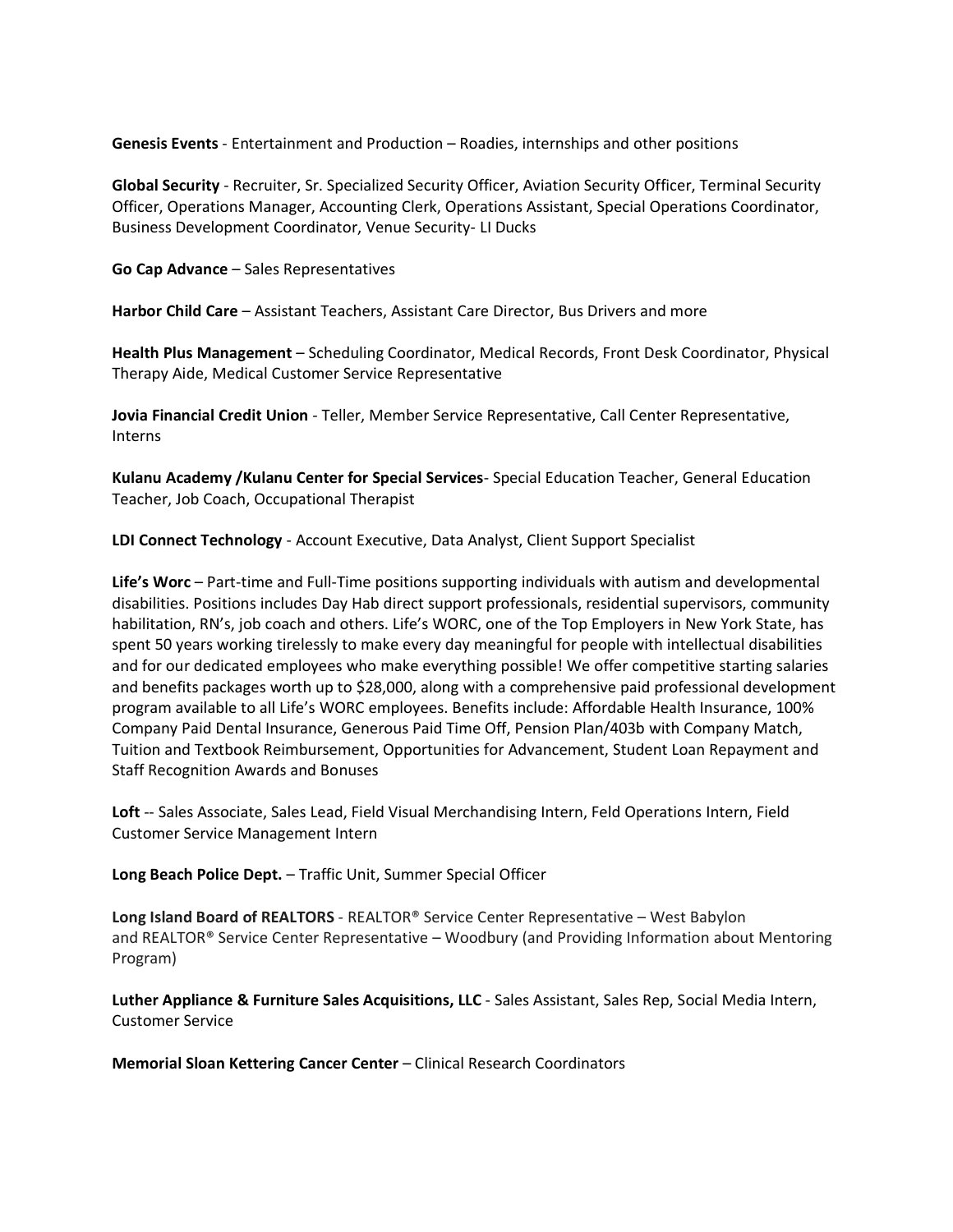**Genesis Events** - Entertainment and Production – Roadies, internships and other positions

**Global Security** - Recruiter, Sr. Specialized Security Officer, Aviation Security Officer, Terminal Security Officer, Operations Manager, Accounting Clerk, Operations Assistant, Special Operations Coordinator, Business Development Coordinator, Venue Security- LI Ducks

**Go Cap Advance** – Sales Representatives

**Harbor Child Care** – Assistant Teachers, Assistant Care Director, Bus Drivers and more

**Health Plus Management** – Scheduling Coordinator, Medical Records, Front Desk Coordinator, Physical Therapy Aide, Medical Customer Service Representative

**Jovia Financial Credit Union** - Teller, Member Service Representative, Call Center Representative, Interns

**Kulanu Academy /Kulanu Center for Special Services**- Special Education Teacher, General Education Teacher, Job Coach, Occupational Therapist

**LDI Connect Technology** - Account Executive, Data Analyst, Client Support Specialist

**Life's Worc** – Part-time and Full-Time positions supporting individuals with autism and developmental disabilities. Positions includes Day Hab direct support professionals, residential supervisors, community habilitation, RN's, job coach and others. Life's WORC, one of the Top Employers in New York State, has spent 50 years working tirelessly to make every day meaningful for people with intellectual disabilities and for our dedicated employees who make everything possible! We offer competitive starting salaries and benefits packages worth up to $28,000, along with a comprehensive paid professional development program available to all Life's WORC employees. Benefits include: Affordable Health Insurance, 100% Company Paid Dental Insurance, Generous Paid Time Off, Pension Plan/403b with Company Match, Tuition and Textbook Reimbursement, Opportunities for Advancement, Student Loan Repayment and Staff Recognition Awards and Bonuses

**Loft** -- Sales Associate, Sales Lead, Field Visual Merchandising Intern, Feld Operations Intern, Field Customer Service Management Intern

**Long Beach Police Dept.** – Traffic Unit, Summer Special Officer

**Long Island Board of REALTORS** - REALTOR® Service Center Representative – West Babylon and REALTOR® Service Center Representative – Woodbury (and Providing Information about Mentoring Program)

**Luther Appliance & Furniture Sales Acquisitions, LLC** - Sales Assistant, Sales Rep, Social Media Intern, Customer Service

**Memorial Sloan Kettering Cancer Center** – Clinical Research Coordinators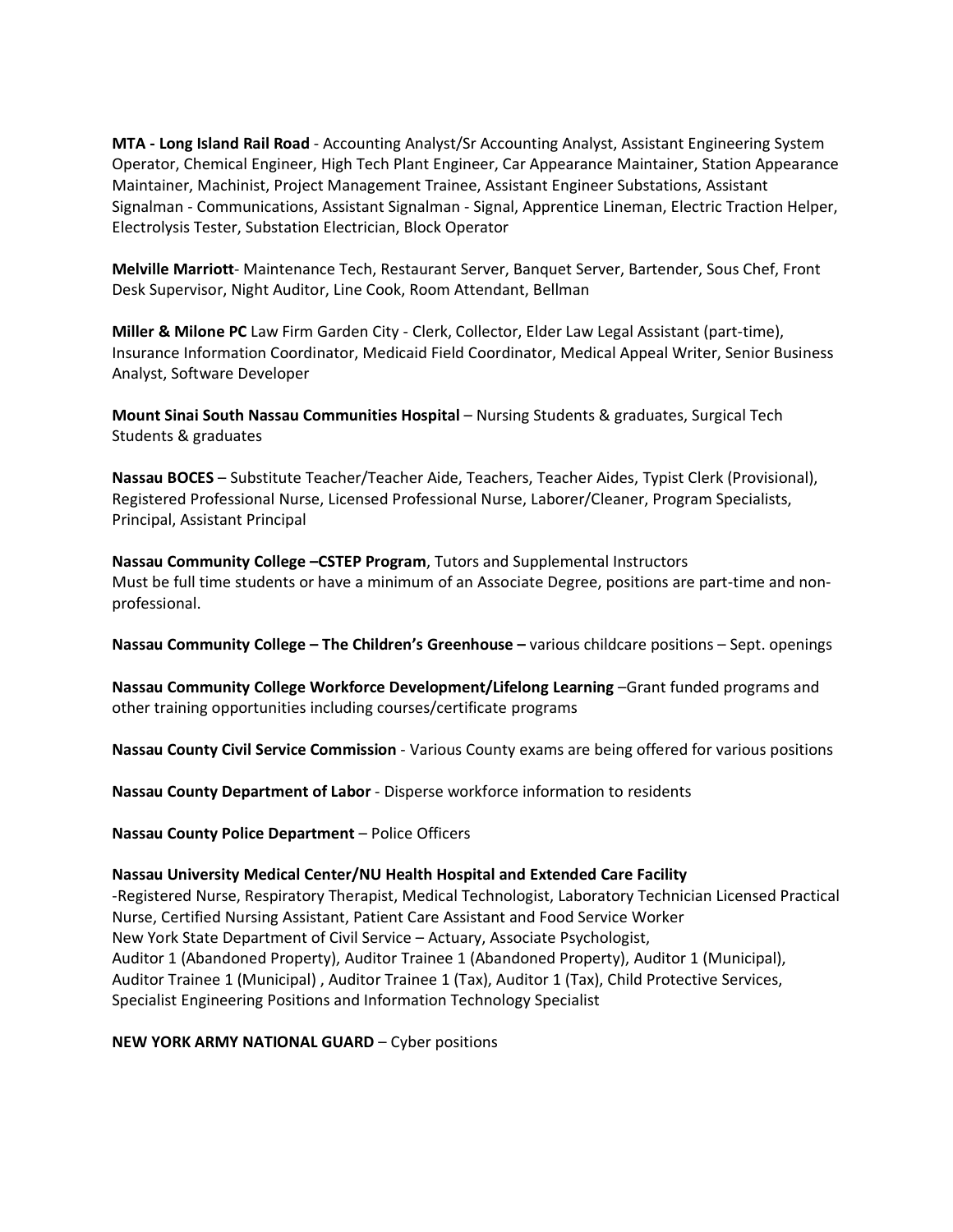**MTA - Long Island Rail Road** - Accounting Analyst/Sr Accounting Analyst, Assistant Engineering System Operator, Chemical Engineer, High Tech Plant Engineer, Car Appearance Maintainer, Station Appearance Maintainer, Machinist, Project Management Trainee, Assistant Engineer Substations, Assistant Signalman - Communications, Assistant Signalman - Signal, Apprentice Lineman, Electric Traction Helper, Electrolysis Tester, Substation Electrician, Block Operator

**Melville Marriott**- Maintenance Tech, Restaurant Server, Banquet Server, Bartender, Sous Chef, Front Desk Supervisor, Night Auditor, Line Cook, Room Attendant, Bellman

**Miller & Milone PC** Law Firm Garden City - Clerk, Collector, Elder Law Legal Assistant (part-time), Insurance Information Coordinator, Medicaid Field Coordinator, Medical Appeal Writer, Senior Business Analyst, Software Developer

**Mount Sinai South Nassau Communities Hospital** – Nursing Students & graduates, Surgical Tech Students & graduates

**Nassau BOCES** – Substitute Teacher/Teacher Aide, Teachers, Teacher Aides, Typist Clerk (Provisional), Registered Professional Nurse, Licensed Professional Nurse, Laborer/Cleaner, Program Specialists, Principal, Assistant Principal

**Nassau Community College –CSTEP Program**, Tutors and Supplemental Instructors
Must be full time students or have a minimum of an Associate Degree, positions are part-time and non-professional.

**Nassau Community College – The Children's Greenhouse –** various childcare positions – Sept. openings

**Nassau Community College Workforce Development/Lifelong Learning** –Grant funded programs and other training opportunities including courses/certificate programs

**Nassau County Civil Service Commission** - Various County exams are being offered for various positions

**Nassau County Department of Labor** - Disperse workforce information to residents

**Nassau County Police Department** – Police Officers

**Nassau University Medical Center/NU Health Hospital and Extended Care Facility**
-Registered Nurse, Respiratory Therapist, Medical Technologist, Laboratory Technician Licensed Practical Nurse, Certified Nursing Assistant, Patient Care Assistant and Food Service Worker
New York State Department of Civil Service – Actuary, Associate Psychologist,
Auditor 1 (Abandoned Property), Auditor Trainee 1 (Abandoned Property), Auditor 1 (Municipal), Auditor Trainee 1 (Municipal) , Auditor Trainee 1 (Tax), Auditor 1 (Tax), Child Protective Services, Specialist Engineering Positions and Information Technology Specialist

**NEW YORK ARMY NATIONAL GUARD** – Cyber positions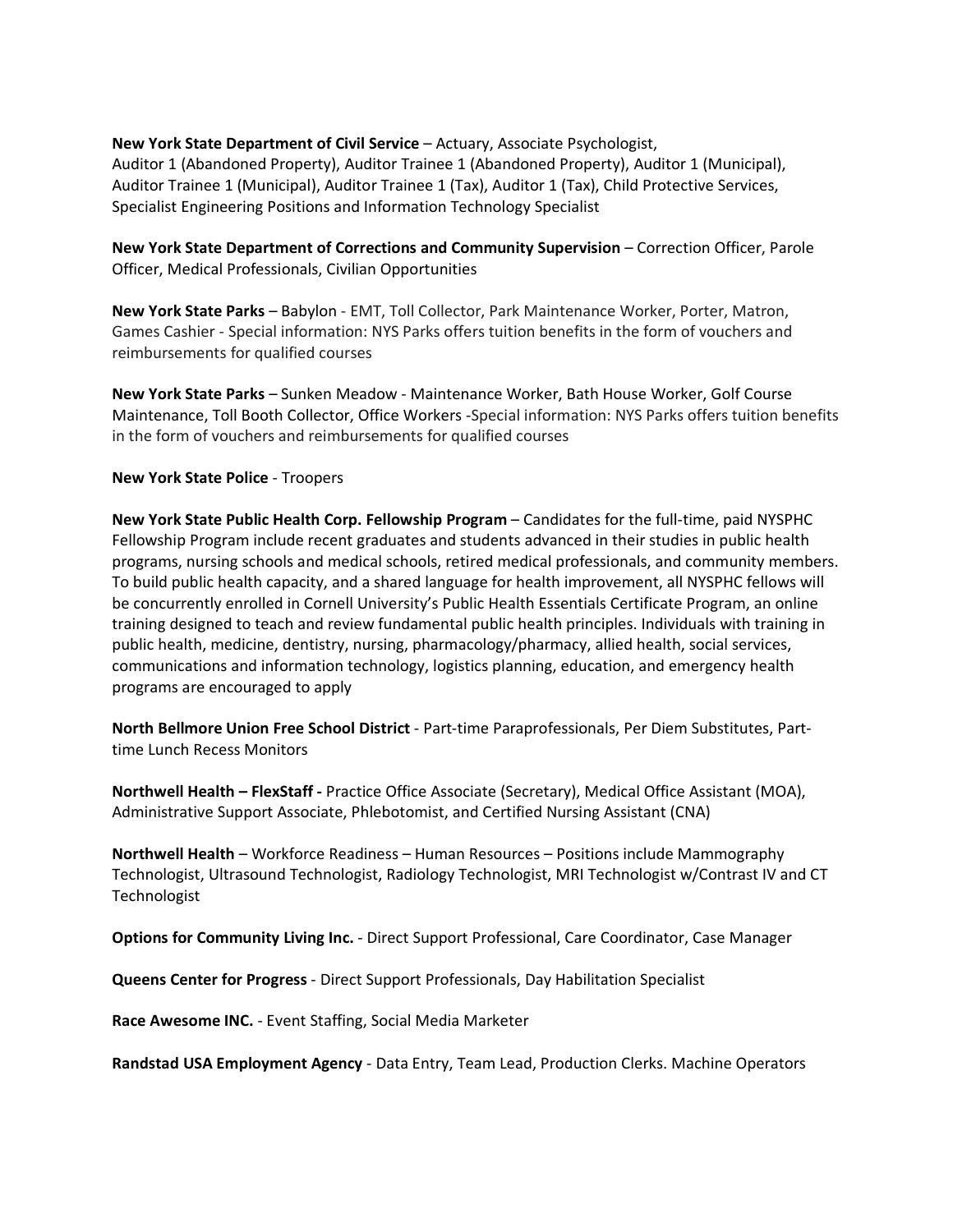**New York State Department of Civil Service** – Actuary, Associate Psychologist, Auditor 1 (Abandoned Property), Auditor Trainee 1 (Abandoned Property), Auditor 1 (Municipal), Auditor Trainee 1 (Municipal), Auditor Trainee 1 (Tax), Auditor 1 (Tax), Child Protective Services, Specialist Engineering Positions and Information Technology Specialist

**New York State Department of Corrections and Community Supervision** – Correction Officer, Parole Officer, Medical Professionals, Civilian Opportunities

**New York State Parks** – Babylon - EMT, Toll Collector, Park Maintenance Worker, Porter, Matron, Games Cashier - Special information: NYS Parks offers tuition benefits in the form of vouchers and reimbursements for qualified courses

**New York State Parks** – Sunken Meadow - Maintenance Worker, Bath House Worker, Golf Course Maintenance, Toll Booth Collector, Office Workers -Special information: NYS Parks offers tuition benefits in the form of vouchers and reimbursements for qualified courses

**New York State Police** - Troopers

**New York State Public Health Corp. Fellowship Program** – Candidates for the full-time, paid NYSPHC Fellowship Program include recent graduates and students advanced in their studies in public health programs, nursing schools and medical schools, retired medical professionals, and community members. To build public health capacity, and a shared language for health improvement, all NYSPHC fellows will be concurrently enrolled in Cornell University's Public Health Essentials Certificate Program, an online training designed to teach and review fundamental public health principles. Individuals with training in public health, medicine, dentistry, nursing, pharmacology/pharmacy, allied health, social services, communications and information technology, logistics planning, education, and emergency health programs are encouraged to apply

**North Bellmore Union Free School District** - Part-time Paraprofessionals, Per Diem Substitutes, Part-time Lunch Recess Monitors

**Northwell Health – FlexStaff -** Practice Office Associate (Secretary), Medical Office Assistant (MOA), Administrative Support Associate, Phlebotomist, and Certified Nursing Assistant (CNA)

**Northwell Health** – Workforce Readiness – Human Resources – Positions include Mammography Technologist, Ultrasound Technologist, Radiology Technologist, MRI Technologist w/Contrast IV and CT Technologist

**Options for Community Living Inc.** - Direct Support Professional, Care Coordinator, Case Manager

**Queens Center for Progress** - Direct Support Professionals, Day Habilitation Specialist

**Race Awesome INC.** - Event Staffing, Social Media Marketer

**Randstad USA Employment Agency** - Data Entry, Team Lead, Production Clerks. Machine Operators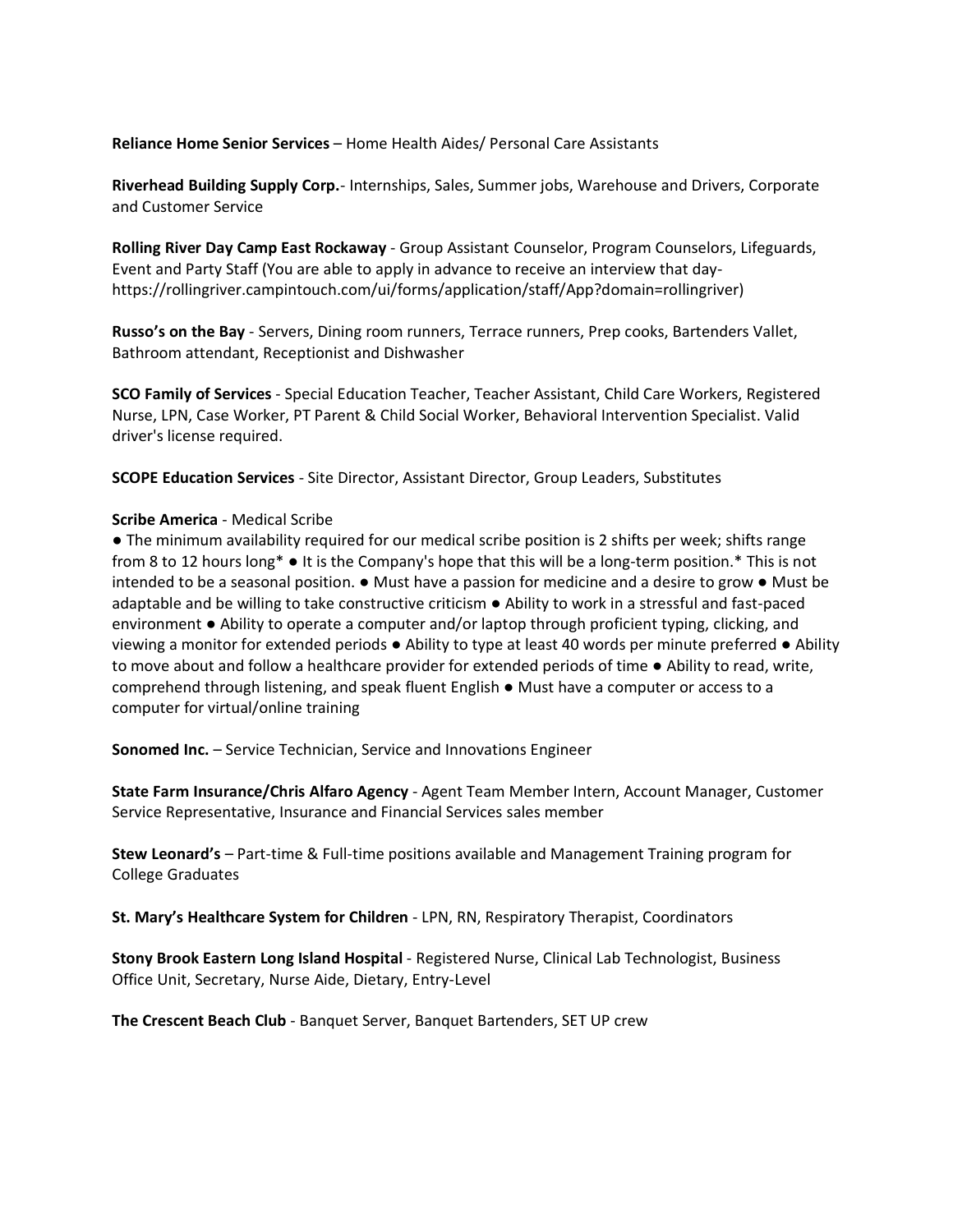**Reliance Home Senior Services** – Home Health Aides/ Personal Care Assistants

**Riverhead Building Supply Corp.**- Internships, Sales, Summer jobs, Warehouse and Drivers, Corporate and Customer Service

**Rolling River Day Camp East Rockaway** - Group Assistant Counselor, Program Counselors, Lifeguards, Event and Party Staff (You are able to apply in advance to receive an interview that day- https://rollingriver.campintouch.com/ui/forms/application/staff/App?domain=rollingriver)

**Russo's on the Bay** - Servers, Dining room runners, Terrace runners, Prep cooks, Bartenders Vallet, Bathroom attendant, Receptionist and Dishwasher

**SCO Family of Services** - Special Education Teacher, Teacher Assistant, Child Care Workers, Registered Nurse, LPN, Case Worker, PT Parent & Child Social Worker, Behavioral Intervention Specialist. Valid driver's license required.

**SCOPE Education Services** - Site Director, Assistant Director, Group Leaders, Substitutes

**Scribe America** - Medical Scribe
● The minimum availability required for our medical scribe position is 2 shifts per week; shifts range from 8 to 12 hours long* ● It is the Company's hope that this will be a long-term position.* This is not intended to be a seasonal position. ● Must have a passion for medicine and a desire to grow ● Must be adaptable and be willing to take constructive criticism ● Ability to work in a stressful and fast-paced environment ● Ability to operate a computer and/or laptop through proficient typing, clicking, and viewing a monitor for extended periods ● Ability to type at least 40 words per minute preferred ● Ability to move about and follow a healthcare provider for extended periods of time ● Ability to read, write, comprehend through listening, and speak fluent English ● Must have a computer or access to a computer for virtual/online training

**Sonomed Inc.** – Service Technician, Service and Innovations Engineer

**State Farm Insurance/Chris Alfaro Agency** - Agent Team Member Intern, Account Manager, Customer Service Representative, Insurance and Financial Services sales member

**Stew Leonard's** – Part-time & Full-time positions available and Management Training program for College Graduates

**St. Mary's Healthcare System for Children** - LPN, RN, Respiratory Therapist, Coordinators

**Stony Brook Eastern Long Island Hospital** - Registered Nurse, Clinical Lab Technologist, Business Office Unit, Secretary, Nurse Aide, Dietary, Entry-Level

**The Crescent Beach Club** - Banquet Server, Banquet Bartenders, SET UP crew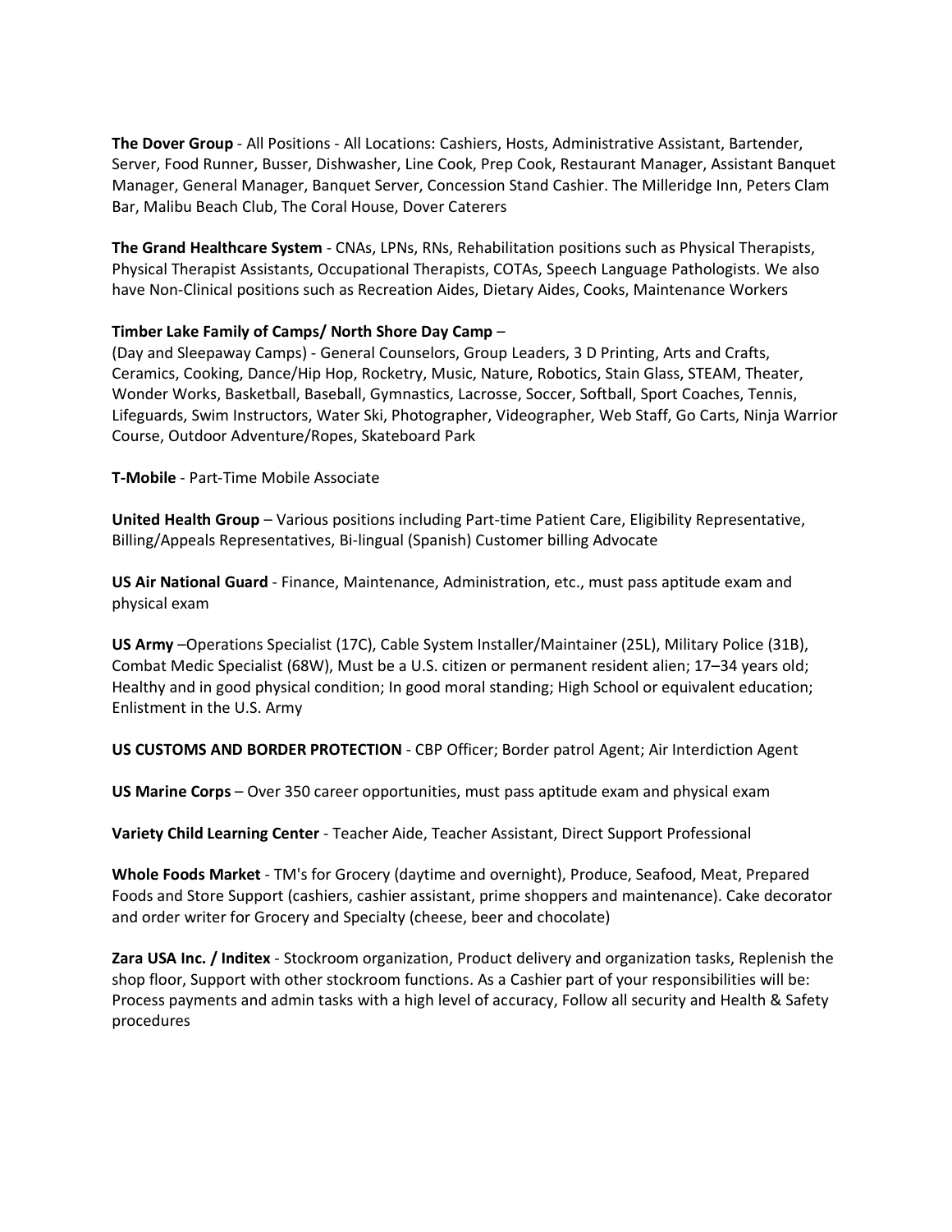**The Dover Group** - All Positions - All Locations: Cashiers, Hosts, Administrative Assistant, Bartender, Server, Food Runner, Busser, Dishwasher, Line Cook, Prep Cook, Restaurant Manager, Assistant Banquet Manager, General Manager, Banquet Server, Concession Stand Cashier. The Milleridge Inn, Peters Clam Bar, Malibu Beach Club, The Coral House, Dover Caterers

**The Grand Healthcare System** - CNAs, LPNs, RNs, Rehabilitation positions such as Physical Therapists, Physical Therapist Assistants, Occupational Therapists, COTAs, Speech Language Pathologists. We also have Non-Clinical positions such as Recreation Aides, Dietary Aides, Cooks, Maintenance Workers

**Timber Lake Family of Camps/ North Shore Day Camp** –
(Day and Sleepaway Camps) - General Counselors, Group Leaders, 3 D Printing, Arts and Crafts, Ceramics, Cooking, Dance/Hip Hop, Rocketry, Music, Nature, Robotics, Stain Glass, STEAM, Theater, Wonder Works, Basketball, Baseball, Gymnastics, Lacrosse, Soccer, Softball, Sport Coaches, Tennis, Lifeguards, Swim Instructors, Water Ski, Photographer, Videographer, Web Staff, Go Carts, Ninja Warrior Course, Outdoor Adventure/Ropes, Skateboard Park

**T-Mobile** - Part-Time Mobile Associate

**United Health Group** – Various positions including Part-time Patient Care, Eligibility Representative, Billing/Appeals Representatives, Bi-lingual (Spanish) Customer billing Advocate

**US Air National Guard** - Finance, Maintenance, Administration, etc., must pass aptitude exam and physical exam

**US Army** –Operations Specialist (17C), Cable System Installer/Maintainer (25L), Military Police (31B), Combat Medic Specialist (68W), Must be a U.S. citizen or permanent resident alien; 17–34 years old; Healthy and in good physical condition; In good moral standing; High School or equivalent education; Enlistment in the U.S. Army

**US CUSTOMS AND BORDER PROTECTION** - CBP Officer; Border patrol Agent; Air Interdiction Agent

**US Marine Corps** – Over 350 career opportunities, must pass aptitude exam and physical exam

**Variety Child Learning Center** - Teacher Aide, Teacher Assistant, Direct Support Professional

**Whole Foods Market** - TM's for Grocery (daytime and overnight), Produce, Seafood, Meat, Prepared Foods and Store Support (cashiers, cashier assistant, prime shoppers and maintenance). Cake decorator and order writer for Grocery and Specialty (cheese, beer and chocolate)

**Zara USA Inc. / Inditex** - Stockroom organization, Product delivery and organization tasks, Replenish the shop floor, Support with other stockroom functions. As a Cashier part of your responsibilities will be: Process payments and admin tasks with a high level of accuracy, Follow all security and Health & Safety procedures